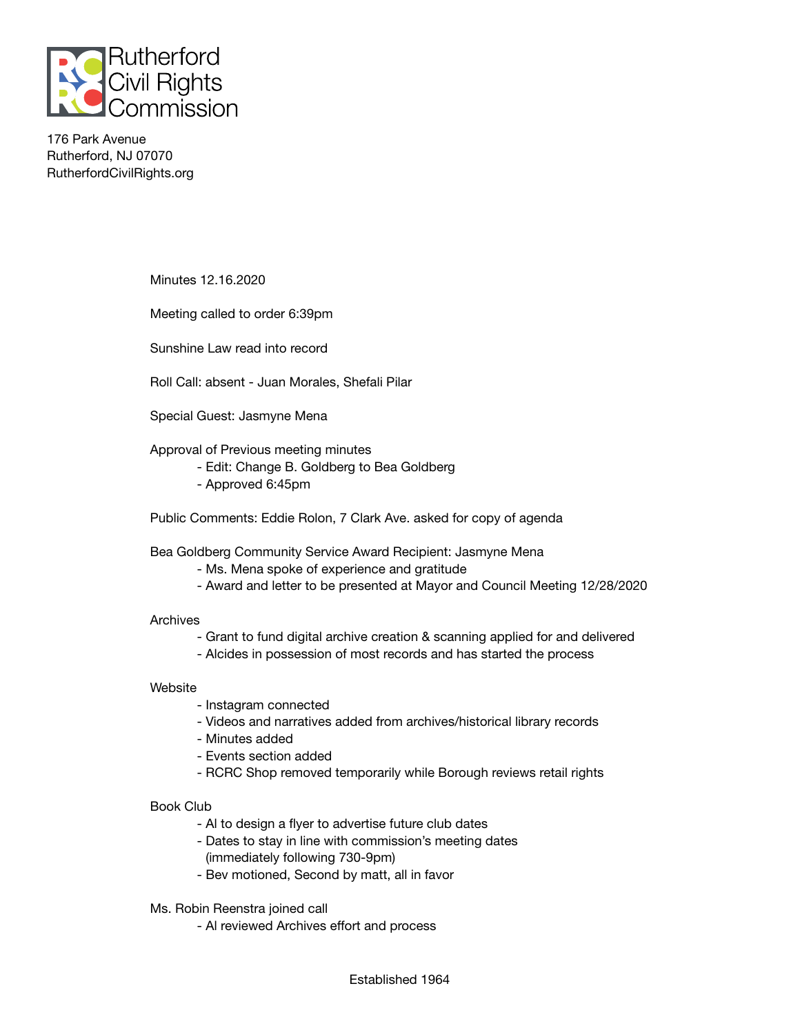# Rutherford Civil Rights Commission

176 Park Avenue
Rutherford, NJ 07070
RutherfordCivilRights.org

Minutes 12.16.2020

Meeting called to order 6:39pm

Sunshine Law read into record

Roll Call: absent - Juan Morales, Shefali Pilar

Special Guest: Jasmyne Mena

Approval of Previous meeting minutes

- Edit: Change B. Goldberg to Bea Goldberg
- Approved 6:45pm

Public Comments: Eddie Rolon, 7 Clark Ave. asked for copy of agenda

Bea Goldberg Community Service Award Recipient: Jasmyne Mena

- Ms. Mena spoke of experience and gratitude
- Award and letter to be presented at Mayor and Council Meeting 12/28/2020

Archives

- Grant to fund digital archive creation & scanning applied for and delivered
- Alcides in possession of most records and has started the process

Website

- Instagram connected
- Videos and narratives added from archives/historical library records
- Minutes added
- Events section added
- RCRC Shop removed temporarily while Borough reviews retail rights

Book Club

- Al to design a flyer to advertise future club dates
- Dates to stay in line with commission's meeting dates (immediately following 730-9pm)
- Bev motioned, Second by matt, all in favor

Ms. Robin Reenstra joined call

- Al reviewed Archives effort and process

Established 1964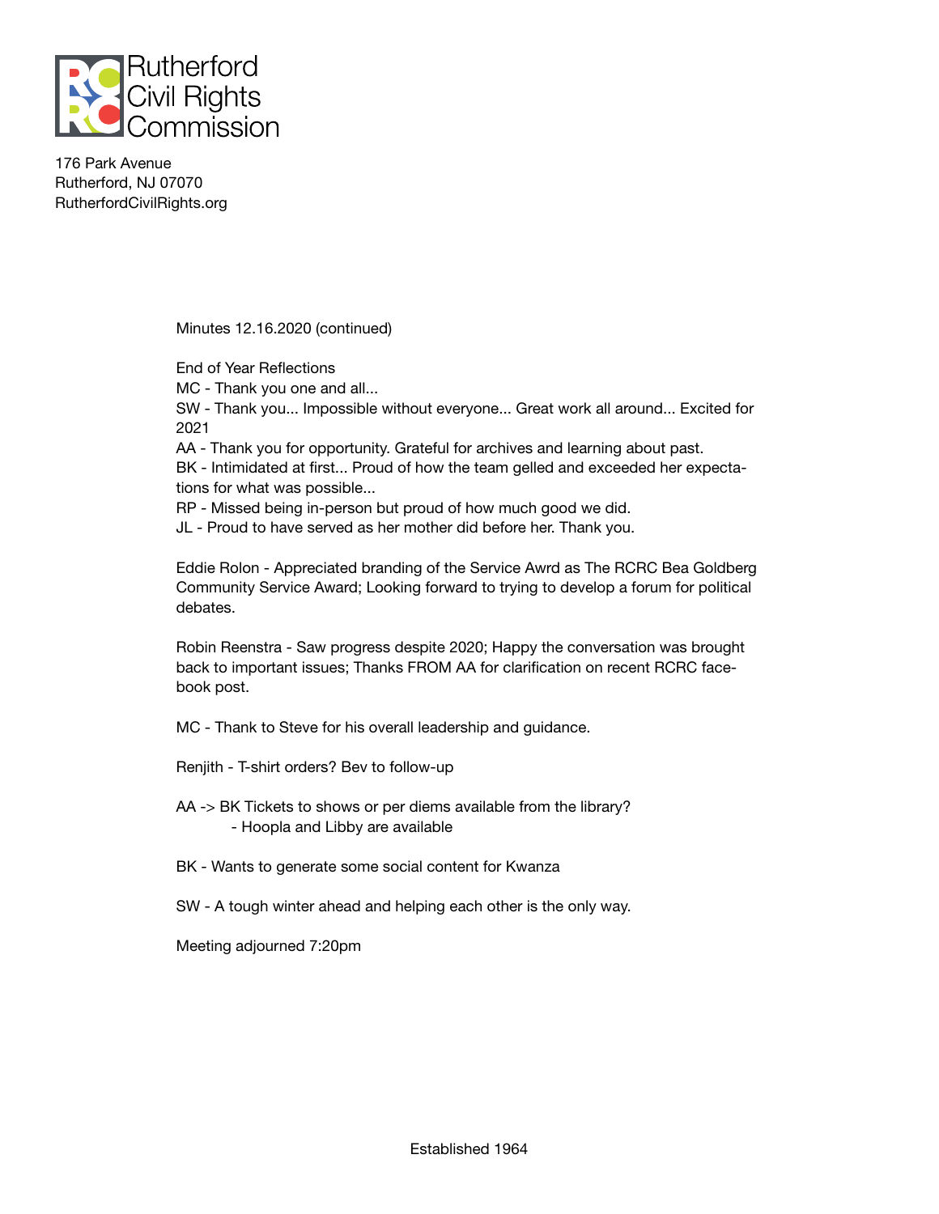Rutherford Civil Rights Commission

176 Park Avenue
Rutherford, NJ 07070
RutherfordCivilRights.org

Minutes 12.16.2020 (continued)

End of Year Reflections
MC - Thank you one and all...
SW - Thank you... Impossible without everyone... Great work all around... Excited for 2021
AA - Thank you for opportunity. Grateful for archives and learning about past.
BK - Intimidated at first... Proud of how the team gelled and exceeded her expectations for what was possible...
RP - Missed being in-person but proud of how much good we did.
JL - Proud to have served as her mother did before her. Thank you.

Eddie Rolon - Appreciated branding of the Service Awrd as The RCRC Bea Goldberg Community Service Award; Looking forward to trying to develop a forum for political debates.

Robin Reenstra - Saw progress despite 2020; Happy the conversation was brought back to important issues; Thanks FROM AA for clarification on recent RCRC facebook post.

MC - Thank to Steve for his overall leadership and guidance.

Renjith - T-shirt orders? Bev to follow-up

AA -> BK Tickets to shows or per diems available from the library?
- Hoopla and Libby are available

BK - Wants to generate some social content for Kwanza

SW - A tough winter ahead and helping each other is the only way.

Meeting adjourned 7:20pm

Established 1964